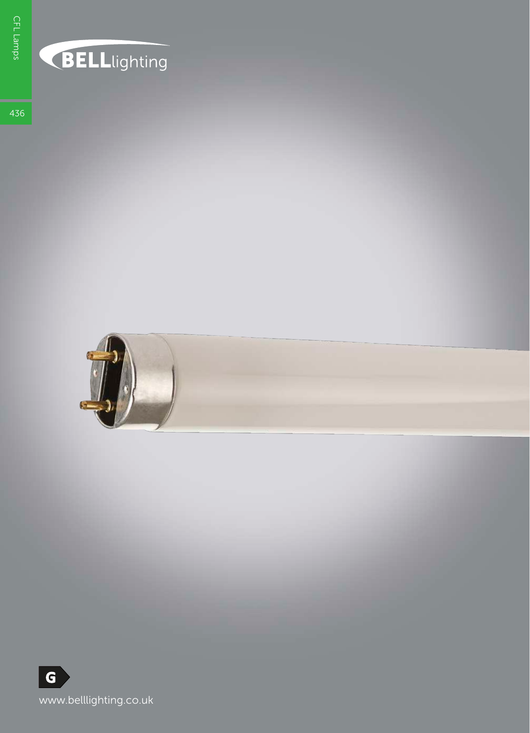BELLlighting

G

www.belllighting.co.uk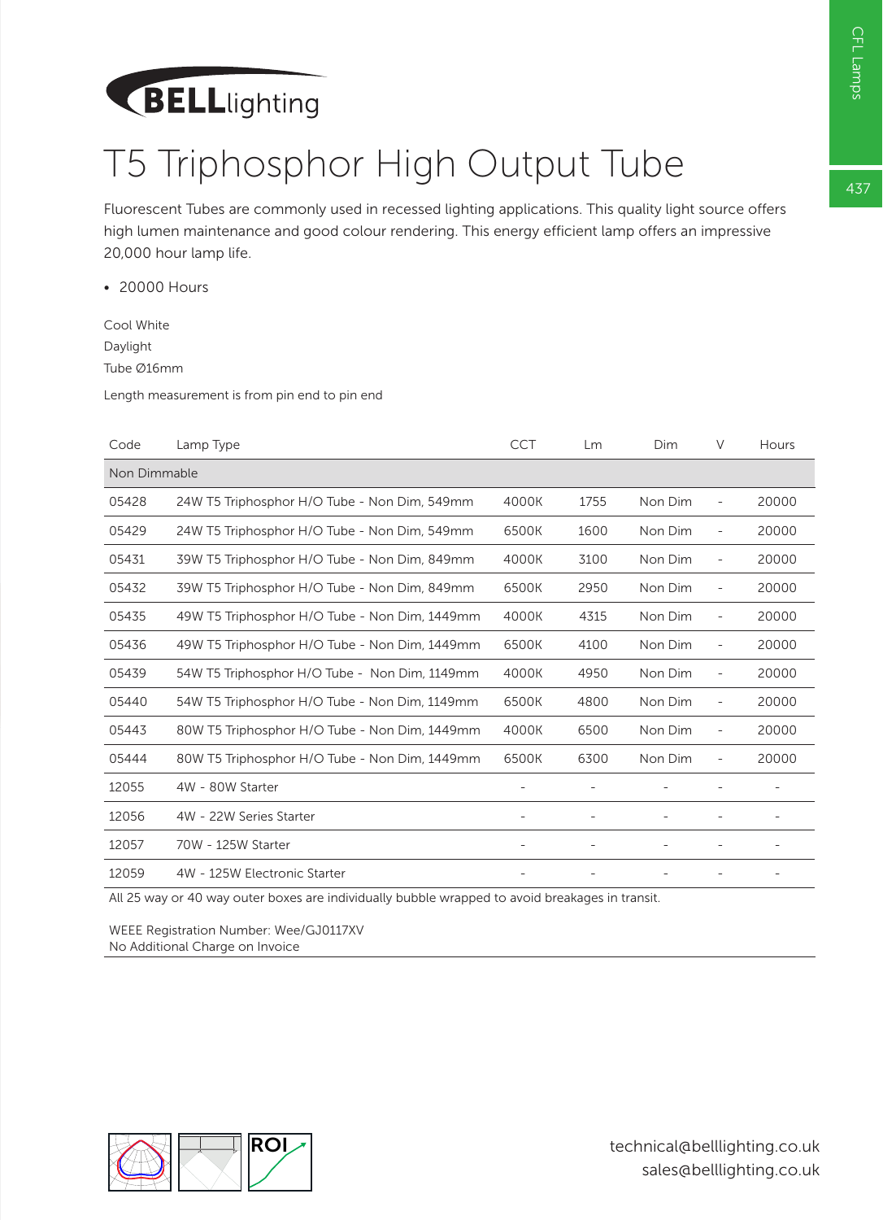# T5 Triphosphor High Output Tube

Fluorescent Tubes are commonly used in recessed lighting applications. This quality light source offers high lumen maintenance and good colour rendering. This energy efficient lamp offers an impressive 20,000 hour lamp life.

- 20000 Hours

Cool White
Daylight
Tube Ø16mm

Length measurement is from pin end to pin end

| Code | Lamp Type | CCT | Lm | Dim | V | Hours |
|---|---|---|---|---|---|---|
| Non Dimmable | | | | | | |
| 05428 | 24W T5 Triphosphor H/O Tube - Non Dim, 549mm | 4000K | 1755 | Non Dim | - | 20000 |
| 05429 | 24W T5 Triphosphor H/O Tube - Non Dim, 549mm | 6500K | 1600 | Non Dim | - | 20000 |
| 05431 | 39W T5 Triphosphor H/O Tube - Non Dim, 849mm | 4000K | 3100 | Non Dim | - | 20000 |
| 05432 | 39W T5 Triphosphor H/O Tube - Non Dim, 849mm | 6500K | 2950 | Non Dim | - | 20000 |
| 05435 | 49W T5 Triphosphor H/O Tube - Non Dim, 1449mm | 4000K | 4315 | Non Dim | - | 20000 |
| 05436 | 49W T5 Triphosphor H/O Tube - Non Dim, 1449mm | 6500K | 4100 | Non Dim | - | 20000 |
| 05439 | 54W T5 Triphosphor H/O Tube - Non Dim, 1149mm | 4000K | 4950 | Non Dim | - | 20000 |
| 05440 | 54W T5 Triphosphor H/O Tube - Non Dim, 1149mm | 6500K | 4800 | Non Dim | - | 20000 |
| 05443 | 80W T5 Triphosphor H/O Tube - Non Dim, 1449mm | 4000K | 6500 | Non Dim | - | 20000 |
| 05444 | 80W T5 Triphosphor H/O Tube - Non Dim, 1449mm | 6500K | 6300 | Non Dim | - | 20000 |
| 12055 | 4W - 80W Starter | - | - | - | - | - |
| 12056 | 4W - 22W Series Starter | - | - | - | - | - |
| 12057 | 70W - 125W Starter | - | - | - | - | - |
| 12059 | 4W - 125W Electronic Starter | - | - | - | - | - |

All 25 way or 40 way outer boxes are individually bubble wrapped to avoid breakages in transit.

WEEE Registration Number: Wee/GJ0117XV
No Additional Charge on Invoice

technical@belllighting.co.uk
sales@belllighting.co.uk